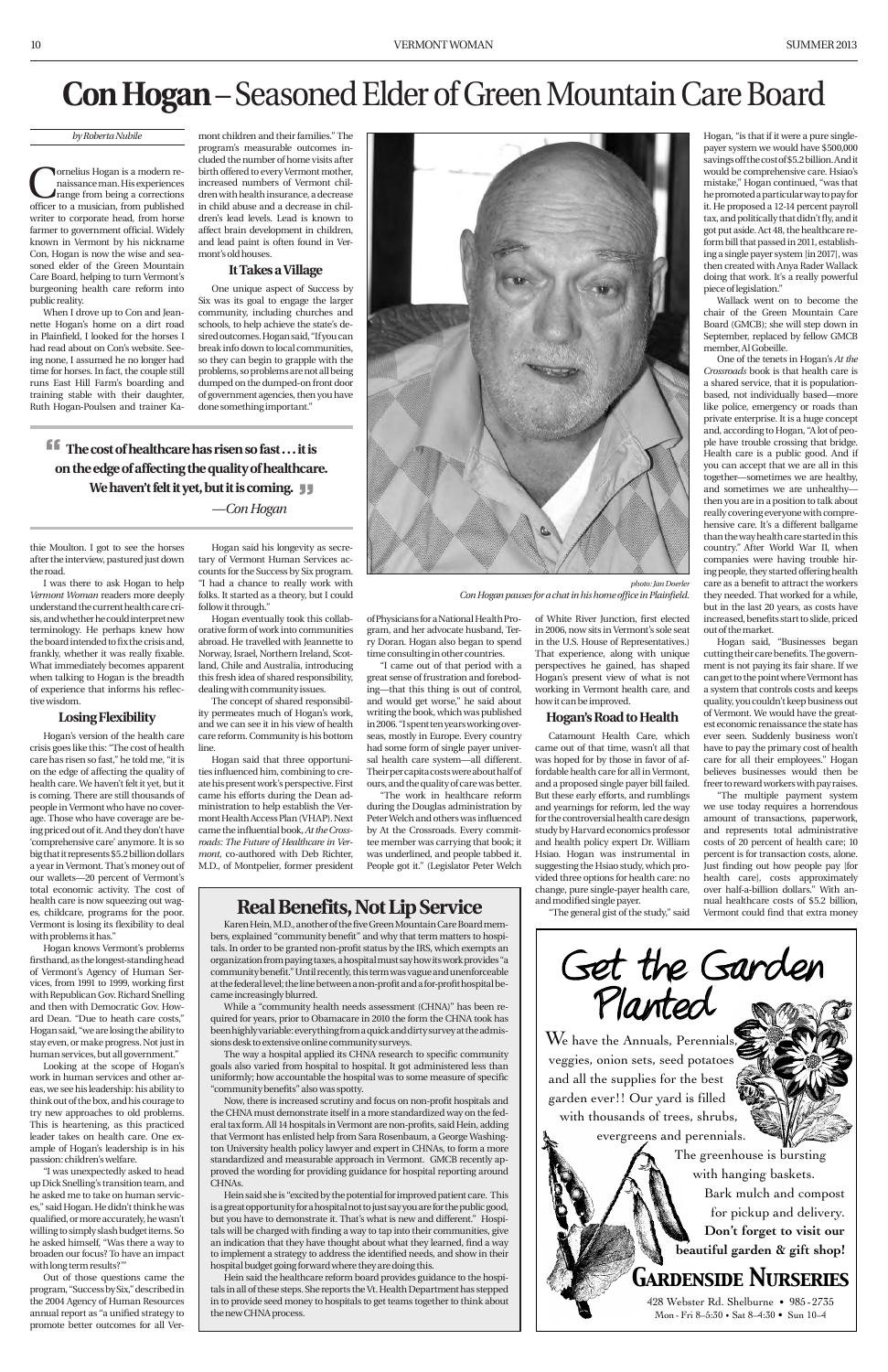# Con Hogan – Seasoned Elder of Green Mountain Care Board

*by Roberta Nubile*

Cornelius Hogan is a modern renaissance man. His experiences range from being a corrections officer to a musician, from published writer to corporate head, from horse farmer to government official. Widely known in Vermont by his nickname Con, Hogan is now the wise and seasoned elder of the Green Mountain Care Board, helping to turn Vermont's burgeoning health care reform into public reality.

When I drove up to Con and Jeannette Hogan's home on a dirt road in Plainfield, I looked for the horses I had read about on Con's website. Seeing none, I assumed he no longer had time for horses. In fact, the couple still runs East Hill Farm's boarding and training stable with their daughter, Ruth Hogan-Poulsen and trainer Kathie Moulton. I got to see the horses after the interview, pastured just down the road.

I was there to ask Hogan to help *Vermont Woman* readers more deeply understand the current health care crisis, and whether he could interpret new terminology. He perhaps knew how the board intended to fix the crisis and, frankly, whether it was really fixable. What immediately becomes apparent when talking to Hogan is the breadth of experience that informs his reflective wisdom.

### Losing Flexibility

Hogan's version of the health care crisis goes like this: "The cost of health care has risen so fast," he told me, "it is on the edge of affecting the quality of health care. We haven't felt it yet, but it is coming. There are still thousands of people in Vermont who have no coverage. Those who have coverage are being priced out of it. And they don't have 'comprehensive care' anymore. It is so big that it represents $5.2 billion dollars a year in Vermont. That's money out of our wallets—20 percent of Vermont's total economic activity. The cost of health care is now squeezing out wages, childcare, programs for the poor. Vermont is losing its flexibility to deal with problems it has."

Hogan knows Vermont's problems firsthand, as the longest-standing head of Vermont's Agency of Human Services, from 1991 to 1999, working first with Republican Gov. Richard Snelling and then with Democratic Gov. Howard Dean. "Due to heath care costs," Hogan said, "we are losing the ability to stay even, or make progress. Not just in human services, but all government."

Looking at the scope of Hogan's work in human services and other areas, we see his leadership: his ability to think out of the box, and his courage to try new approaches to old problems. This is heartening, as this practiced leader takes on health care. One example of Hogan's leadership is in his passion: children's welfare.

"I was unexpectedly asked to head up Dick Snelling's transition team, and he asked me to take on human services," said Hogan. He didn't think he was qualified, or more accurately, he wasn't willing to simply slash budget items. So he asked himself, "Was there a way to broaden our focus? To have an impact with long term results?"

Out of those questions came the program, "Success by Six," described in the 2004 Agency of Human Resources annual report as "a unified strategy to promote better outcomes for all Vermont children and their families." The program's measurable outcomes included the number of home visits after birth offered to every Vermont mother, increased numbers of Vermont children with health insurance, a decrease in child abuse and a decrease in children's lead levels. Lead is known to affect brain development in children, and lead paint is often found in Vermont's old houses.

### It Takes a Village

One unique aspect of Success by Six was its goal to engage the larger community, including churches and schools, to help achieve the state's desired outcomes. Hogan said, "If you can break info down to local communities, so they can begin to grapple with the problems, so problems are not all being dumped on the dumped-on front door of government agencies, then you have done something important."

> **"The cost of healthcare has risen so fast . . . it is on the edge of affecting the quality of healthcare. We haven't felt it yet, but it is coming."**
> —*Con Hogan*

Hogan said his longevity as secretary of Vermont Human Services accounts for the Success by Six program. "I had a chance to really work with folks. It started as a theory, but I could follow it through."

Hogan eventually took this collaborative form of work into communities abroad. He travelled with Jeannette to Norway, Israel, Northern Ireland, Scotland, Chile and Australia, introducing this fresh idea of shared responsibility, dealing with community issues.

The concept of shared responsibility permeates much of Hogan's work, and we can see it in his view of health care reform. Community is his bottom line.

Hogan said that three opportunities influenced him, combining to create his present work's perspective. First came his efforts during the Dean administration to help establish the Vermont Health Access Plan (VHAP). Next came the influential book, *At the Crossroads: The Future of Healthcare in Vermont*, co-authored with Deb Richter, M.D., of Montpelier, former president of Physicians for a National Health Program, and her advocate husband, Terry Doran. Hogan also began to spend time consulting in other countries.

"I came out of that period with a great sense of frustration and foreboding—that this thing is out of control, and would get worse," he said about writing the book, which was published in 2006. "I spent ten years working overseas, mostly in Europe. Every country had some form of single payer universal health care system—all different. Their per capita costs were about half of ours, and the quality of care was better.

"The work in healthcare reform during the Douglas administration by Peter Welch and others was influenced by At the Crossroads. Every committee member was carrying that book; it was underlined, and people tabbed it. People got it." (Legislator Peter Welch of White River Junction, first elected in 2006, now sits in Vermont's sole seat in the U.S. House of Representatives.) That experience, along with unique perspectives he gained, has shaped Hogan's present view of what is not working in Vermont health care, and how it can be improved.

*photo: Jan Doerfer*
*Con Hogan pauses for a chat in his home office in Plainfield.*

### Hogan's Road to Health

Catamount Health Care, which came out of that time, wasn't all that was hoped for by those in favor of affordable health care for all in Vermont, and a proposed single payer bill failed. But these early efforts, and rumblings and yearnings for reform, led the way for the controversial health care design study by Harvard economics professor and health policy expert Dr. William Hsiao. Hogan was instrumental in suggesting the Hsiao study, which provided three options for health care: no change, pure single-payer health care, and modified single payer.

"The general gist of the study," said Hogan, "is that if it were a pure single-payer system we would have $500,000 savings off the cost of $5.2 billion. And it would be comprehensive care. Hsiao's mistake," Hogan continued, "was that he promoted a particular way to pay for it. He proposed a 12-14 percent payroll tax, and politically that didn't fly, and it got put aside. Act 48, the healthcare reform bill that passed in 2011, establishing a single payer system [in 2017], was then created with Anya Rader Wallack doing that work. It's a really powerful piece of legislation."

Wallack went on to become the chair of the Green Mountain Care Board (GMCB); she will step down in September, replaced by fellow GMCB member, Al Gobeille.

One of the tenets in Hogan's *At the Crossroads* book is that health care is a shared service, that it is population-based, not individually based—more like police, emergency or roads than private enterprise. It is a huge concept and, according to Hogan, "A lot of people have trouble crossing that bridge. Health care is a public good. And if you can accept that we are all in this together—sometimes we are healthy, and sometimes we are unhealthy—then you are in a position to talk about really covering everyone with comprehensive care. It's a different ballgame than the way health care started in this country." After World War II, when companies were having trouble hiring people, they started offering health care as a benefit to attract the workers they needed. That worked for a while, but in the last 20 years, as costs have increased, benefits start to slide, priced out of the market.

Hogan said, "Businesses began cutting their care benefits. The government is not paying its fair share. If we can get to the point where Vermont has a system that controls costs and keeps quality, you couldn't keep business out of Vermont. We would have the greatest economic renaissance the state has ever seen. Suddenly business won't have to pay the primary cost of health care for all their employees." Hogan believes businesses would then be freer to reward workers with pay raises.

"The multiple payment system we use today requires a horrendous amount of transactions, paperwork, and represents total administrative costs of 20 percent of health care; 10 percent is for transaction costs, alone. Just finding out how people pay [for health care], costs approximately over half-a-billion dollars." With annual healthcare costs of $5.2 billion, Vermont could find that extra money

## Real Benefits, Not Lip Service

Karen Hein, M.D., another of the five Green Mountain Care Board members, explained "community benefit" and why that term matters to hospitals. In order to be granted non-profit status by the IRS, which exempts an organization from paying taxes, a hospital must say how its work provides "a community benefit." Until recently, this term was vague and unenforceable at the federal level; the line between a non-profit and a for-profit hospital became increasingly blurred.

While a "community health needs assessment (CHNA)" has been required for years, prior to Obamacare in 2010 the form the CHNA took has been highly variable: everything from a quick and dirty survey at the admissions desk to extensive online community surveys.

The way a hospital applied its CHNA research to specific community goals also varied from hospital to hospital. It got administered less than uniformly; how accountable the hospital was to some measure of specific "community benefits" also was spotty.

Now, there is increased scrutiny and focus on non-profit hospitals and the CHNA must demonstrate itself in a more standardized way on the federal tax form. All 14 hospitals in Vermont are non-profits, said Hein, adding that Vermont has enlisted help from Sara Rosenbaum, a George Washington University health policy lawyer and expert in CHNAs, to form a more standardized and measurable approach in Vermont. GMCB recently approved the wording for providing guidance for hospital reporting around CHNAs.

Hein said she is "excited by the potential for improved patient care. This is a great opportunity for a hospital not to just say you are for the public good, but you have to demonstrate it. That's what is new and different." Hospitals will be charged with finding a way to tap into their communities, give an indication that they have thought about what they learned, find a way to implement a strategy to address the identified needs, and show in their hospital budget going forward where they are doing this.

Hein said the healthcare reform board provides guidance to the hospitals in all of these steps. She reports the Vt. Health Department has stepped in to provide seed money to hospitals to get teams together to think about the new CHNA process.

---

Get the Garden Planted

We have the Annuals, Perennials, veggies, onion sets, seed potatoes and all the supplies for the best garden ever!! Our yard is filled with thousands of trees, shrubs, evergreens and perennials.

The greenhouse is bursting with hanging baskets.

Bark mulch and compost for pickup and delivery.

**Don't forget to visit our beautiful garden & gift shop!**

**GARDENSIDE NURSERIES**

428 Webster Rd. Shelburne • 985-2735
Mon - Fri 8–5:30 • Sat 8–4:30 • Sun 10–4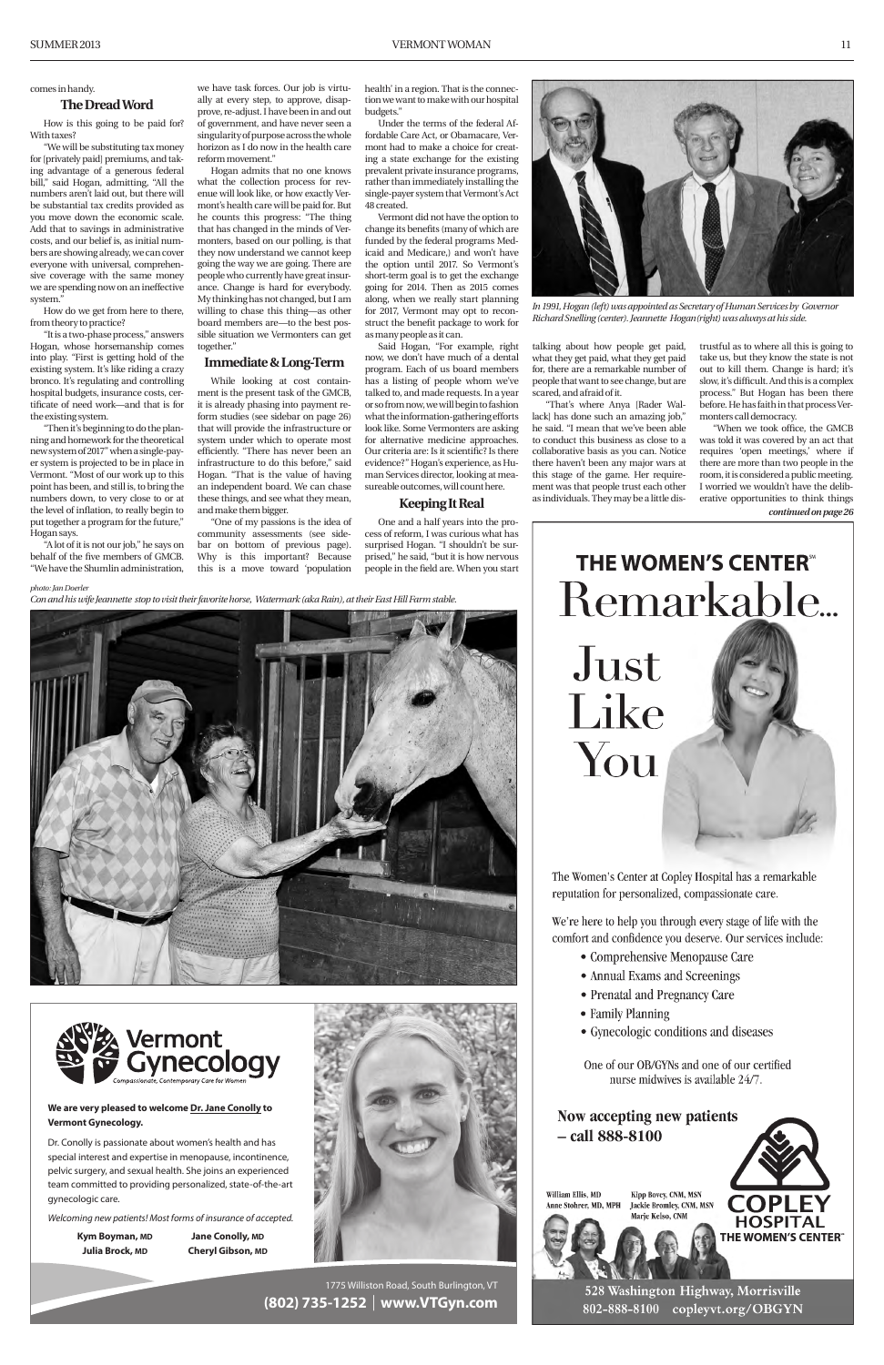comes in handy.

### The Dread Word

How is this going to be paid for? With taxes?

"We will be substituting tax money for [privately paid] premiums, and taking advantage of a generous federal bill," said Hogan, admitting, "All the numbers aren't laid out, but there will be substantial tax credits provided as you move down the economic scale. Add that to savings in administrative costs, and our belief is, as initial numbers are showing already, we can cover everyone with universal, comprehensive coverage with the same money we are spending now on an ineffective system."

How do we get from here to there, from theory to practice?

"It is a two-phase process," answers Hogan, whose horsemanship comes into play. "First is getting hold of the existing system. It's like riding a crazy bronco. It's regulating and controlling hospital budgets, insurance costs, certificate of need work—and that is for the existing system.

"Then it's beginning to do the planning and homework for the theoretical new system of 2017" when a single-payer system is projected to be in place in Vermont. "Most of our work up to this point has been, and still is, to bring the numbers down, to very close to or at the level of inflation, to really begin to put together a program for the future," Hogan says.

"A lot of it is not our job," he says on behalf of the five members of GMCB. "We have the Shumlin administration, we have task forces. Our job is virtually at every step, to approve, disapprove, re-adjust. I have been in and out of government, and have never seen a singularity of purpose across the whole horizon as I do now in the health care reform movement."

Hogan admits that no one knows what the collection process for revenue will look like, or how exactly Vermont's health care will be paid for. But he counts this progress: "The thing that has changed in the minds of Vermonters, based on our polling, is that they now understand we cannot keep going the way we are going. There are people who currently have great insurance. Change is hard for everybody. My thinking has not changed, but I am willing to chase this thing—as other board members are—to the best possible situation we Vermonters can get together."

### Immediate & Long-Term

While looking at cost containment is the present task of the GMCB, it is already phasing into payment reform studies (see sidebar on page 26) that will provide the infrastructure or system under which to operate most efficiently. "There has never been an infrastructure to do this before," said Hogan. "That is the value of having an independent board. We can chase these things, and see what they mean, and make them bigger.

"One of my passions is the idea of community assessments (see sidebar on bottom of previous page). Why is this important? Because this is a move toward 'population health' in a region. That is the connection we want to make with our hospital budgets."

Under the terms of the federal Affordable Care Act, or Obamacare, Vermont had to make a choice for creating a state exchange for the existing prevalent private insurance programs, rather than immediately installing the single-payer system that Vermont's Act 48 created.

Vermont did not have the option to change its benefits (many of which are funded by the federal programs Medicaid and Medicare,) and won't have the option until 2017. So Vermont's short-term goal is to get the exchange going for 2014. Then as 2015 comes along, when we really start planning for 2017, Vermont may opt to reconstruct the benefit package to work for as many people as it can.

Said Hogan, "For example, right now, we don't have much of a dental program. Each of us board members has a listing of people whom we've talked to, and made requests. In a year or so from now, we will begin to fashion what the information-gathering efforts look like. Some Vermonters are asking for alternative medicine approaches. Our criteria are: Is it scientific? Is there evidence?" Hogan's experience, as Human Services director, looking at measureable outcomes, will count here.

### Keeping It Real

One and a half years into the process of reform, I was curious what has surprised Hogan. "I shouldn't be surprised," he said, "but it is how nervous people in the field are. When you start talking about how people get paid, what they get paid, what they get paid for, there are a remarkable number of people that want to see change, but are scared, and afraid of it.

"That's where Anya [Rader Wallack] has done such an amazing job," he said. "I mean that we've been able to conduct this business as close to a collaborative basis as you can. Notice there haven't been any major wars at this stage of the game. Her requirement was that people trust each other as individuals. They may be a little distrustful as to where all this is going to take us, but they know the state is not out to kill them. Change is hard; it's slow, it's difficult. And this is a complex process." But Hogan has been there before. He has faith in that process Vermonters call democracy.

"When we took office, the GMCB was told it was covered by an act that requires 'open meetings,' where if there are more than two people in the room, it is considered a public meeting. I worried we wouldn't have the deliberative opportunities to think things

***continued on page 26***

*In 1991, Hogan (left) was appointed as Secretary of Human Services by Governor Richard Snelling (center). Jeannette Hogan (right) was always at his side.*

*photo: Jan Doerler*

*Con and his wife Jeannette stop to visit their favorite horse, Watermark (aka Rain), at their East Hill Farm stable.*

**THE WOMEN'S CENTER℠**

Remarkable... Just Like You

The Women's Center at Copley Hospital has a remarkable reputation for personalized, compassionate care.

We're here to help you through every stage of life with the comfort and confidence you deserve. Our services include:

- Comprehensive Menopause Care
- Annual Exams and Screenings
- Prenatal and Pregnancy Care
- Family Planning
- Gynecologic conditions and diseases

One of our OB/GYNs and one of our certified nurse midwives is available 24/7.

**Now accepting new patients – call 888-8100**

William Ellis, MD
Anne Stohrer, MD, MPH
Kipp Bovey, CNM, MSN
Jackie Bromley, CNM, MSN
Marje Kelso, CNM

COPLEY HOSPITAL THE WOMEN'S CENTER℠

**528 Washington Highway, Morrisville**
**802-888-8100 copleyvt.org/OBGYN**

Vermont Gynecology
*Compassionate, Contemporary Care for Women*

**We are very pleased to welcome Dr. Jane Conolly to Vermont Gynecology.**

Dr. Conolly is passionate about women's health and has special interest and expertise in menopause, incontinence, pelvic surgery, and sexual health. She joins an experienced team committed to providing personalized, state-of-the-art gynecologic care.

*Welcoming new patients! Most forms of insurance of accepted.*

**Kym Boyman, MD** **Jane Conolly, MD**
**Julia Brock, MD** **Cheryl Gibson, MD**

1775 Williston Road, South Burlington, VT
**(802) 735-1252 | www.VTGyn.com**